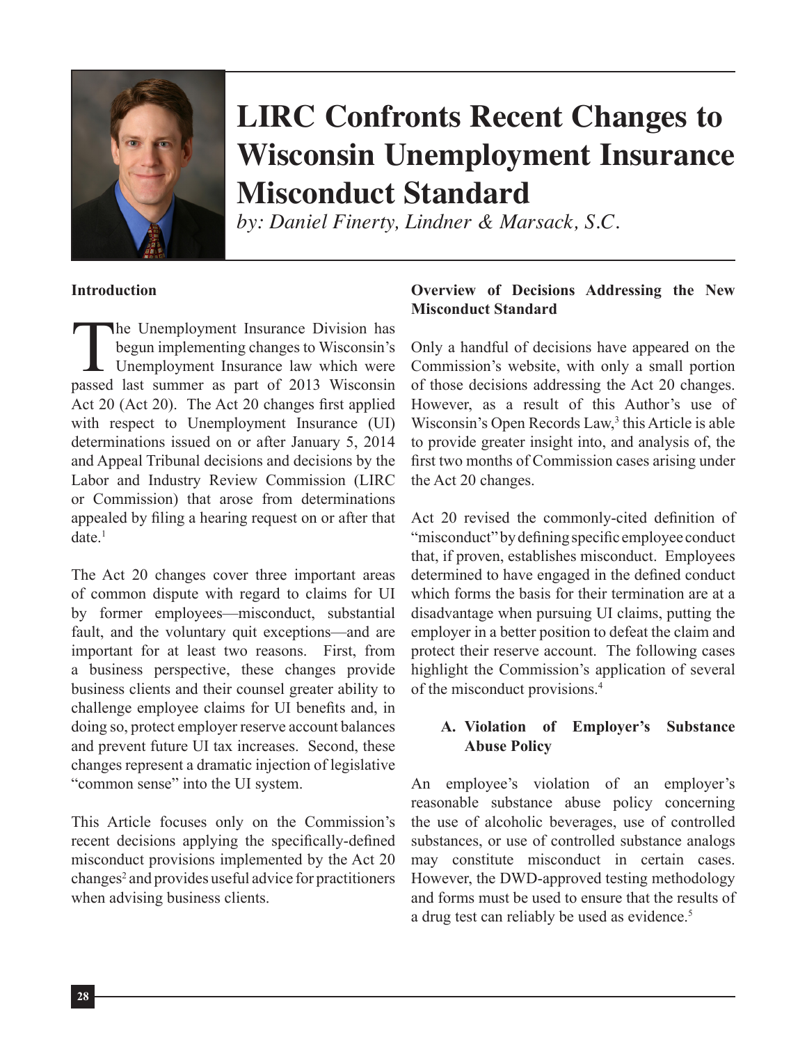# LIRC Confronts Recent Changes to Wisconsin Unemployment Insurance Misconduct Standard

*by: Daniel Finerty, Lindner & Marsack, S.C.*

**Introduction**

The Unemployment Insurance Division has begun implementing changes to Wisconsin's Unemployment Insurance law which were passed last summer as part of 2013 Wisconsin Act 20 (Act 20). The Act 20 changes first applied with respect to Unemployment Insurance (UI) determinations issued on or after January 5, 2014 and Appeal Tribunal decisions and decisions by the Labor and Industry Review Commission (LIRC or Commission) that arose from determinations appealed by filing a hearing request on or after that date.[1]

The Act 20 changes cover three important areas of common dispute with regard to claims for UI by former employees—misconduct, substantial fault, and the voluntary quit exceptions—and are important for at least two reasons. First, from a business perspective, these changes provide business clients and their counsel greater ability to challenge employee claims for UI benefits and, in doing so, protect employer reserve account balances and prevent future UI tax increases. Second, these changes represent a dramatic injection of legislative "common sense" into the UI system.

This Article focuses only on the Commission's recent decisions applying the specifically-defined misconduct provisions implemented by the Act 20 changes[2] and provides useful advice for practitioners when advising business clients.

**Overview of Decisions Addressing the New Misconduct Standard**

Only a handful of decisions have appeared on the Commission's website, with only a small portion of those decisions addressing the Act 20 changes. However, as a result of this Author's use of Wisconsin's Open Records Law,[3] this Article is able to provide greater insight into, and analysis of, the first two months of Commission cases arising under the Act 20 changes.

Act 20 revised the commonly-cited definition of "misconduct" by defining specific employee conduct that, if proven, establishes misconduct. Employees determined to have engaged in the defined conduct which forms the basis for their termination are at a disadvantage when pursuing UI claims, putting the employer in a better position to defeat the claim and protect their reserve account. The following cases highlight the Commission's application of several of the misconduct provisions.[4]

**A. Violation of Employer's Substance Abuse Policy**

An employee's violation of an employer's reasonable substance abuse policy concerning the use of alcoholic beverages, use of controlled substances, or use of controlled substance analogs may constitute misconduct in certain cases. However, the DWD-approved testing methodology and forms must be used to ensure that the results of a drug test can reliably be used as evidence.[5]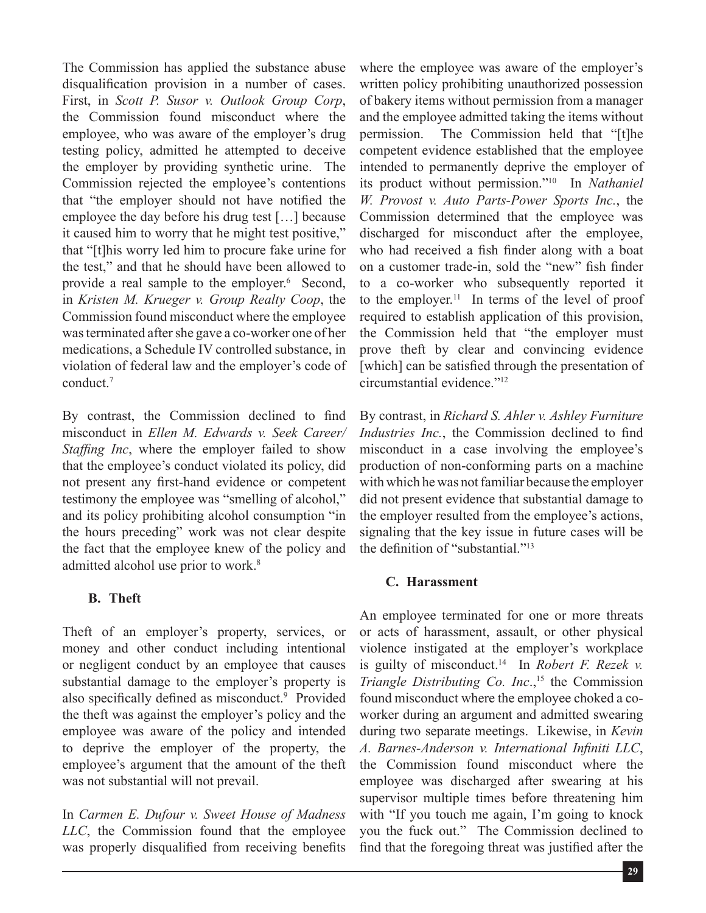The Commission has applied the substance abuse disqualification provision in a number of cases. First, in *Scott P. Susor v. Outlook Group Corp*, the Commission found misconduct where the employee, who was aware of the employer's drug testing policy, admitted he attempted to deceive the employer by providing synthetic urine. The Commission rejected the employee's contentions that "the employer should not have notified the employee the day before his drug test […] because it caused him to worry that he might test positive," that "[t]his worry led him to procure fake urine for the test," and that he should have been allowed to provide a real sample to the employer.[6] Second, in *Kristen M. Krueger v. Group Realty Coop*, the Commission found misconduct where the employee was terminated after she gave a co-worker one of her medications, a Schedule IV controlled substance, in violation of federal law and the employer's code of conduct.[7]

By contrast, the Commission declined to find misconduct in *Ellen M. Edwards v. Seek Career/Staffing Inc*, where the employer failed to show that the employee's conduct violated its policy, did not present any first-hand evidence or competent testimony the employee was "smelling of alcohol," and its policy prohibiting alcohol consumption "in the hours preceding" work was not clear despite the fact that the employee knew of the policy and admitted alcohol use prior to work.[8]

### B. Theft

Theft of an employer's property, services, or money and other conduct including intentional or negligent conduct by an employee that causes substantial damage to the employer's property is also specifically defined as misconduct.[9] Provided the theft was against the employer's policy and the employee was aware of the policy and intended to deprive the employer of the property, the employee's argument that the amount of the theft was not substantial will not prevail.

In *Carmen E. Dufour v. Sweet House of Madness LLC*, the Commission found that the employee was properly disqualified from receiving benefits where the employee was aware of the employer's written policy prohibiting unauthorized possession of bakery items without permission from a manager and the employee admitted taking the items without permission. The Commission held that "[t]he competent evidence established that the employee intended to permanently deprive the employer of its product without permission."[10] In *Nathaniel W. Provost v. Auto Parts-Power Sports Inc.*, the Commission determined that the employee was discharged for misconduct after the employee, who had received a fish finder along with a boat on a customer trade-in, sold the "new" fish finder to a co-worker who subsequently reported it to the employer.[11] In terms of the level of proof required to establish application of this provision, the Commission held that "the employer must prove theft by clear and convincing evidence [which] can be satisfied through the presentation of circumstantial evidence."[12]

By contrast, in *Richard S. Ahler v. Ashley Furniture Industries Inc.*, the Commission declined to find misconduct in a case involving the employee's production of non-conforming parts on a machine with which he was not familiar because the employer did not present evidence that substantial damage to the employer resulted from the employee's actions, signaling that the key issue in future cases will be the definition of "substantial."[13]

### C. Harassment

An employee terminated for one or more threats or acts of harassment, assault, or other physical violence instigated at the employer's workplace is guilty of misconduct.[14] In *Robert F. Rezek v. Triangle Distributing Co. Inc.*,[15] the Commission found misconduct where the employee choked a co-worker during an argument and admitted swearing during two separate meetings. Likewise, in *Kevin A. Barnes-Anderson v. International Infiniti LLC*, the Commission found misconduct where the employee was discharged after swearing at his supervisor multiple times before threatening him with "If you touch me again, I'm going to knock you the fuck out." The Commission declined to find that the foregoing threat was justified after the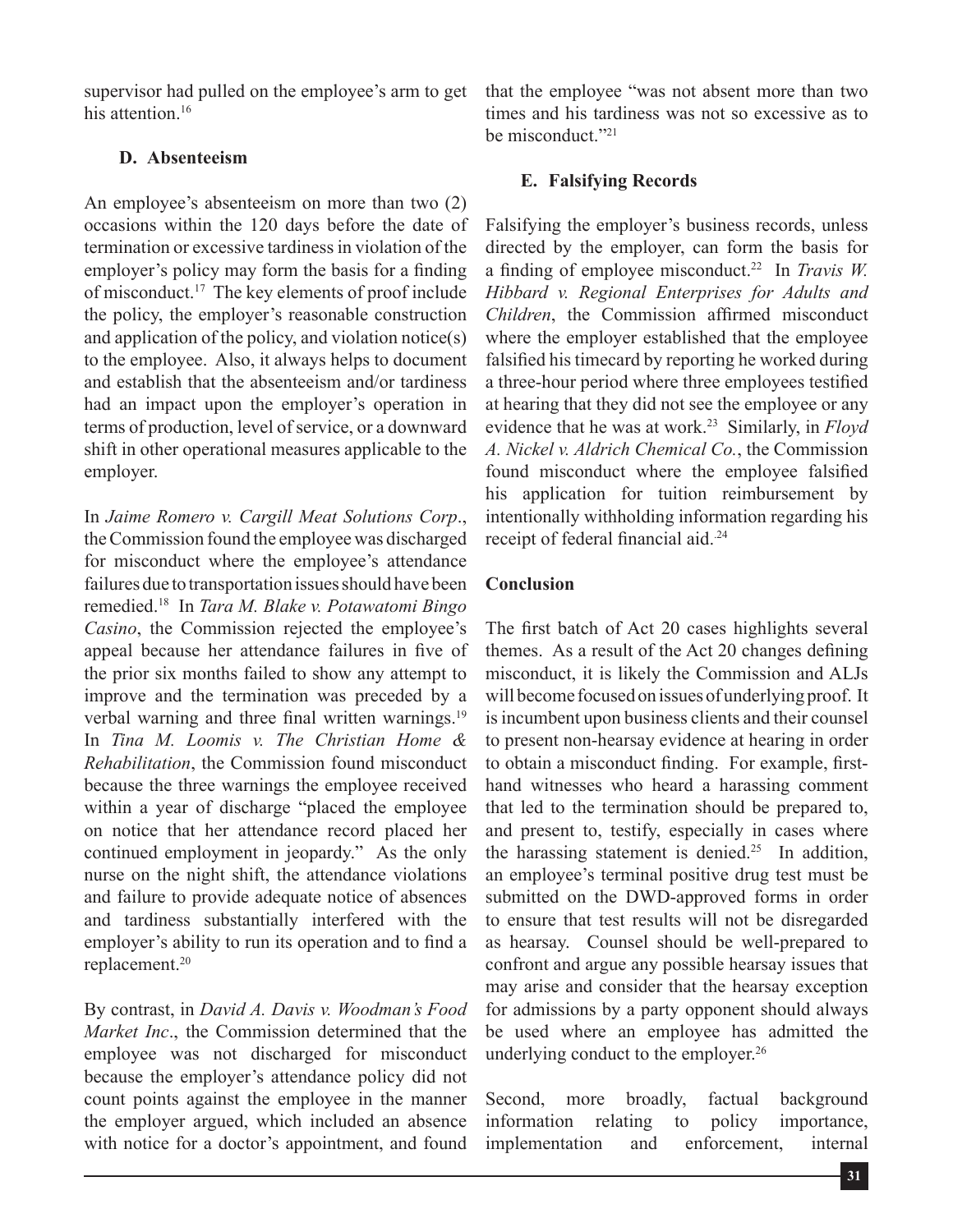supervisor had pulled on the employee's arm to get his attention.[16]

### D. Absenteeism

An employee's absenteeism on more than two (2) occasions within the 120 days before the date of termination or excessive tardiness in violation of the employer's policy may form the basis for a finding of misconduct.[17] The key elements of proof include the policy, the employer's reasonable construction and application of the policy, and violation notice(s) to the employee. Also, it always helps to document and establish that the absenteeism and/or tardiness had an impact upon the employer's operation in terms of production, level of service, or a downward shift in other operational measures applicable to the employer.

In *Jaime Romero v. Cargill Meat Solutions Corp*., the Commission found the employee was discharged for misconduct where the employee's attendance failures due to transportation issues should have been remedied.[18] In *Tara M. Blake v. Potawatomi Bingo Casino*, the Commission rejected the employee's appeal because her attendance failures in five of the prior six months failed to show any attempt to improve and the termination was preceded by a verbal warning and three final written warnings.[19] In *Tina M. Loomis v. The Christian Home & Rehabilitation*, the Commission found misconduct because the three warnings the employee received within a year of discharge "placed the employee on notice that her attendance record placed her continued employment in jeopardy." As the only nurse on the night shift, the attendance violations and failure to provide adequate notice of absences and tardiness substantially interfered with the employer's ability to run its operation and to find a replacement.[20]

By contrast, in *David A. Davis v. Woodman's Food Market Inc*., the Commission determined that the employee was not discharged for misconduct because the employer's attendance policy did not count points against the employee in the manner the employer argued, which included an absence with notice for a doctor's appointment, and found that the employee "was not absent more than two times and his tardiness was not so excessive as to be misconduct."[21]

### E. Falsifying Records

Falsifying the employer's business records, unless directed by the employer, can form the basis for a finding of employee misconduct.[22] In *Travis W. Hibbard v. Regional Enterprises for Adults and Children*, the Commission affirmed misconduct where the employer established that the employee falsified his timecard by reporting he worked during a three-hour period where three employees testified at hearing that they did not see the employee or any evidence that he was at work.[23] Similarly, in *Floyd A. Nickel v. Aldrich Chemical Co.*, the Commission found misconduct where the employee falsified his application for tuition reimbursement by intentionally withholding information regarding his receipt of federal financial aid.[24]

### Conclusion

The first batch of Act 20 cases highlights several themes. As a result of the Act 20 changes defining misconduct, it is likely the Commission and ALJs will become focused on issues of underlying proof. It is incumbent upon business clients and their counsel to present non-hearsay evidence at hearing in order to obtain a misconduct finding. For example, first-hand witnesses who heard a harassing comment that led to the termination should be prepared to, and present to, testify, especially in cases where the harassing statement is denied.[25] In addition, an employee's terminal positive drug test must be submitted on the DWD-approved forms in order to ensure that test results will not be disregarded as hearsay. Counsel should be well-prepared to confront and argue any possible hearsay issues that may arise and consider that the hearsay exception for admissions by a party opponent should always be used where an employee has admitted the underlying conduct to the employer.[26]

Second, more broadly, factual background information relating to policy importance, implementation and enforcement, internal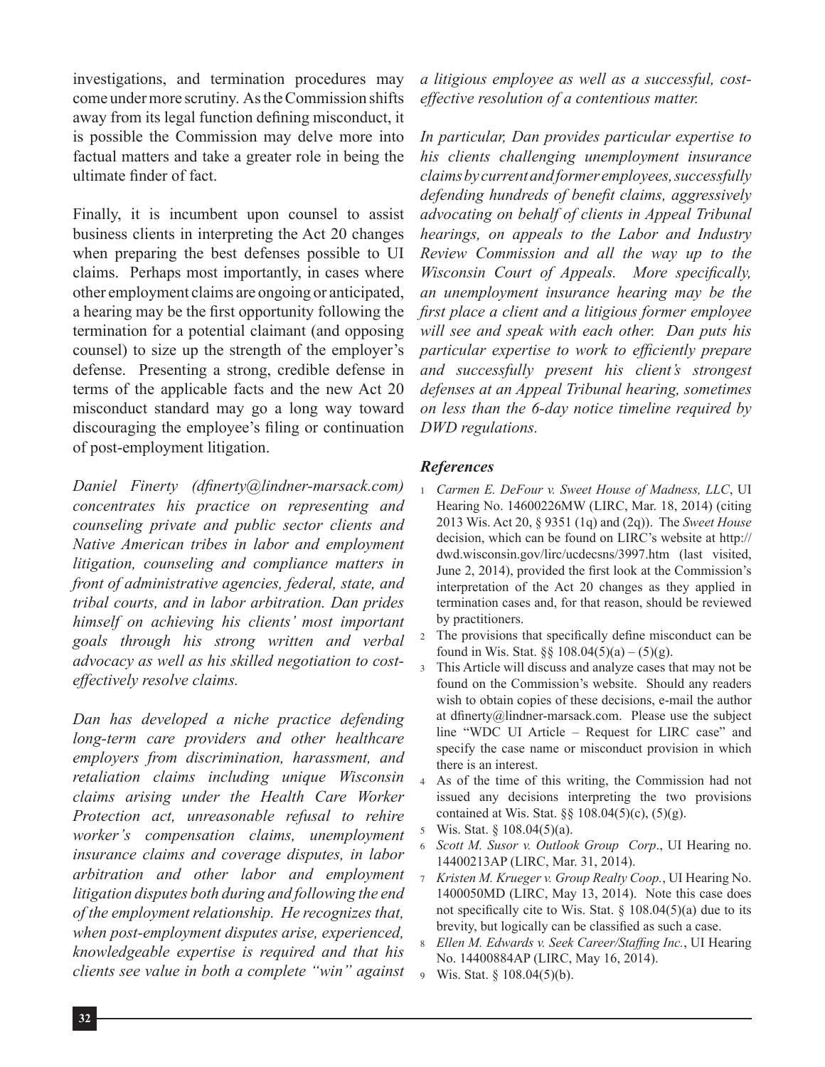investigations, and termination procedures may come under more scrutiny. As the Commission shifts away from its legal function defining misconduct, it is possible the Commission may delve more into factual matters and take a greater role in being the ultimate finder of fact.

Finally, it is incumbent upon counsel to assist business clients in interpreting the Act 20 changes when preparing the best defenses possible to UI claims. Perhaps most importantly, in cases where other employment claims are ongoing or anticipated, a hearing may be the first opportunity following the termination for a potential claimant (and opposing counsel) to size up the strength of the employer's defense. Presenting a strong, credible defense in terms of the applicable facts and the new Act 20 misconduct standard may go a long way toward discouraging the employee's filing or continuation of post-employment litigation.

*Daniel Finerty (dfinerty@lindner-marsack.com) concentrates his practice on representing and counseling private and public sector clients and Native American tribes in labor and employment litigation, counseling and compliance matters in front of administrative agencies, federal, state, and tribal courts, and in labor arbitration. Dan prides himself on achieving his clients' most important goals through his strong written and verbal advocacy as well as his skilled negotiation to cost-effectively resolve claims.*

*Dan has developed a niche practice defending long-term care providers and other healthcare employers from discrimination, harassment, and retaliation claims including unique Wisconsin claims arising under the Health Care Worker Protection act, unreasonable refusal to rehire worker's compensation claims, unemployment insurance claims and coverage disputes, in labor arbitration and other labor and employment litigation disputes both during and following the end of the employment relationship. He recognizes that, when post-employment disputes arise, experienced, knowledgeable expertise is required and that his clients see value in both a complete "win" against a litigious employee as well as a successful, cost-effective resolution of a contentious matter.*

*In particular, Dan provides particular expertise to his clients challenging unemployment insurance claims by current and former employees, successfully defending hundreds of benefit claims, aggressively advocating on behalf of clients in Appeal Tribunal hearings, on appeals to the Labor and Industry Review Commission and all the way up to the Wisconsin Court of Appeals. More specifically, an unemployment insurance hearing may be the first place a client and a litigious former employee will see and speak with each other. Dan puts his particular expertise to work to efficiently prepare and successfully present his client's strongest defenses at an Appeal Tribunal hearing, sometimes on less than the 6-day notice timeline required by DWD regulations.*

### *References*

1. *Carmen E. DeFour v. Sweet House of Madness, LLC*, UI Hearing No. 14600226MW (LIRC, Mar. 18, 2014) (citing 2013 Wis. Act 20, § 9351 (1q) and (2q)). The *Sweet House* decision, which can be found on LIRC's website at http://dwd.wisconsin.gov/lirc/ucdecsns/3997.htm (last visited, June 2, 2014), provided the first look at the Commission's interpretation of the Act 20 changes as they applied in termination cases and, for that reason, should be reviewed by practitioners.
2. The provisions that specifically define misconduct can be found in Wis. Stat. §§ 108.04(5)(a) – (5)(g).
3. This Article will discuss and analyze cases that may not be found on the Commission's website. Should any readers wish to obtain copies of these decisions, e-mail the author at dfinerty@lindner-marsack.com. Please use the subject line "WDC UI Article – Request for LIRC case" and specify the case name or misconduct provision in which there is an interest.
4. As of the time of this writing, the Commission had not issued any decisions interpreting the two provisions contained at Wis. Stat. §§ 108.04(5)(c), (5)(g).
5. Wis. Stat. § 108.04(5)(a).
6. *Scott M. Susor v. Outlook Group Corp*., UI Hearing no. 14400213AP (LIRC, Mar. 31, 2014).
7. *Kristen M. Krueger v. Group Realty Coop.*, UI Hearing No. 1400050MD (LIRC, May 13, 2014). Note this case does not specifically cite to Wis. Stat. § 108.04(5)(a) due to its brevity, but logically can be classified as such a case.
8. *Ellen M. Edwards v. Seek Career/Staffing Inc.*, UI Hearing No. 14400884AP (LIRC, May 16, 2014).
9. Wis. Stat. § 108.04(5)(b).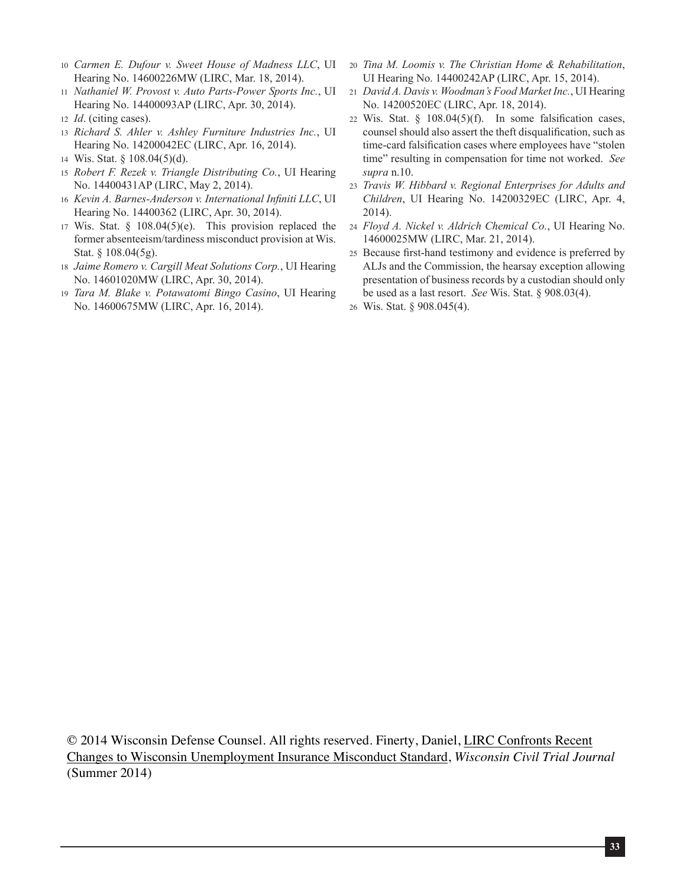10 *Carmen E. Dufour v. Sweet House of Madness LLC*, UI Hearing No. 14600226MW (LIRC, Mar. 18, 2014).

11 *Nathaniel W. Provost v. Auto Parts-Power Sports Inc.*, UI Hearing No. 14400093AP (LIRC, Apr. 30, 2014).

12 *Id*. (citing cases).

13 *Richard S. Ahler v. Ashley Furniture Industries Inc.*, UI Hearing No. 14200042EC (LIRC, Apr. 16, 2014).

14 Wis. Stat. § 108.04(5)(d).

15 *Robert F. Rezek v. Triangle Distributing Co.*, UI Hearing No. 14400431AP (LIRC, May 2, 2014).

16 *Kevin A. Barnes-Anderson v. International Infiniti LLC*, UI Hearing No. 14400362 (LIRC, Apr. 30, 2014).

17 Wis. Stat. § 108.04(5)(e). This provision replaced the former absenteeism/tardiness misconduct provision at Wis. Stat. § 108.04(5g).

18 *Jaime Romero v. Cargill Meat Solutions Corp.*, UI Hearing No. 14601020MW (LIRC, Apr. 30, 2014).

19 *Tara M. Blake v. Potawatomi Bingo Casino*, UI Hearing No. 14600675MW (LIRC, Apr. 16, 2014).

20 *Tina M. Loomis v. The Christian Home & Rehabilitation*, UI Hearing No. 14400242AP (LIRC, Apr. 15, 2014).

21 *David A. Davis v. Woodman's Food Market Inc.*, UI Hearing No. 14200520EC (LIRC, Apr. 18, 2014).

22 Wis. Stat. § 108.04(5)(f). In some falsification cases, counsel should also assert the theft disqualification, such as time-card falsification cases where employees have "stolen time" resulting in compensation for time not worked. *See supra* n.10.

23 *Travis W. Hibbard v. Regional Enterprises for Adults and Children*, UI Hearing No. 14200329EC (LIRC, Apr. 4, 2014).

24 *Floyd A. Nickel v. Aldrich Chemical Co.*, UI Hearing No. 14600025MW (LIRC, Mar. 21, 2014).

25 Because first-hand testimony and evidence is preferred by ALJs and the Commission, the hearsay exception allowing presentation of business records by a custodian should only be used as a last resort. *See* Wis. Stat. § 908.03(4).

26 Wis. Stat. § 908.045(4).

© 2014 Wisconsin Defense Counsel. All rights reserved. Finerty, Daniel, LIRC Confronts Recent Changes to Wisconsin Unemployment Insurance Misconduct Standard, *Wisconsin Civil Trial Journal* (Summer 2014)